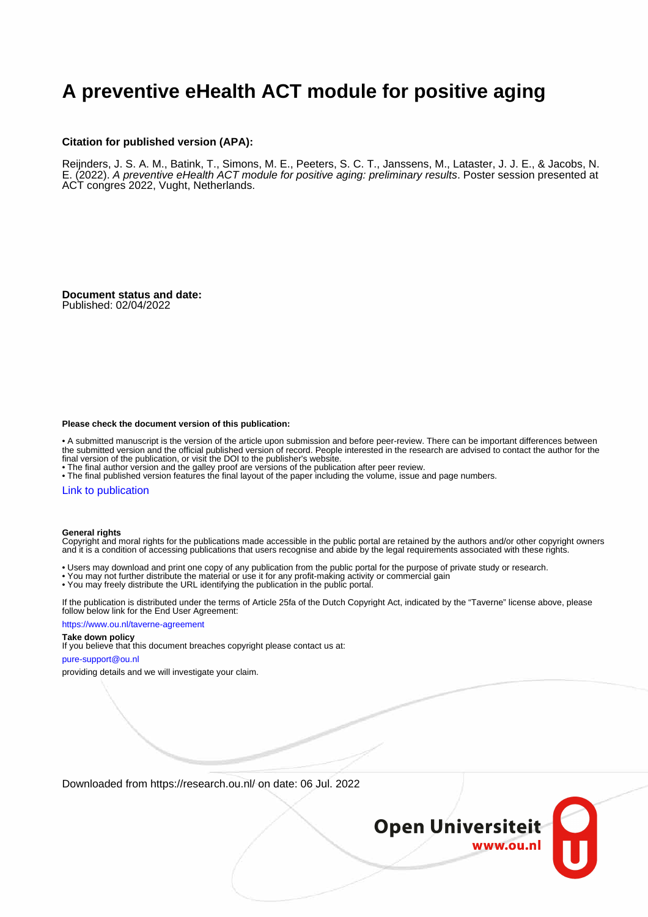# A preventive eHealth ACT module for positive aging

**Citation for published version (APA):**

Reijnders, J. S. A. M., Batink, T., Simons, M. E., Peeters, S. C. T., Janssens, M., Lataster, J. J. E., & Jacobs, N. E. (2022). *A preventive eHealth ACT module for positive aging: preliminary results*. Poster session presented at ACT congres 2022, Vught, Netherlands.

**Document status and date:**
Published: 02/04/2022

**Please check the document version of this publication:**

• A submitted manuscript is the version of the article upon submission and before peer-review. There can be important differences between the submitted version and the official published version of record. People interested in the research are advised to contact the author for the final version of the publication, or visit the DOI to the publisher's website.
• The final author version and the galley proof are versions of the publication after peer review.
• The final published version features the final layout of the paper including the volume, issue and page numbers.

Link to publication

**General rights**
Copyright and moral rights for the publications made accessible in the public portal are retained by the authors and/or other copyright owners and it is a condition of accessing publications that users recognise and abide by the legal requirements associated with these rights.

• Users may download and print one copy of any publication from the public portal for the purpose of private study or research.
• You may not further distribute the material or use it for any profit-making activity or commercial gain
• You may freely distribute the URL identifying the publication in the public portal.

If the publication is distributed under the terms of Article 25fa of the Dutch Copyright Act, indicated by the "Taverne" license above, please follow below link for the End User Agreement:

https://www.ou.nl/taverne-agreement

**Take down policy**
If you believe that this document breaches copyright please contact us at:

pure-support@ou.nl

providing details and we will investigate your claim.

Downloaded from https://research.ou.nl/ on date: 06 Jul. 2022

Open Universiteit
www.ou.nl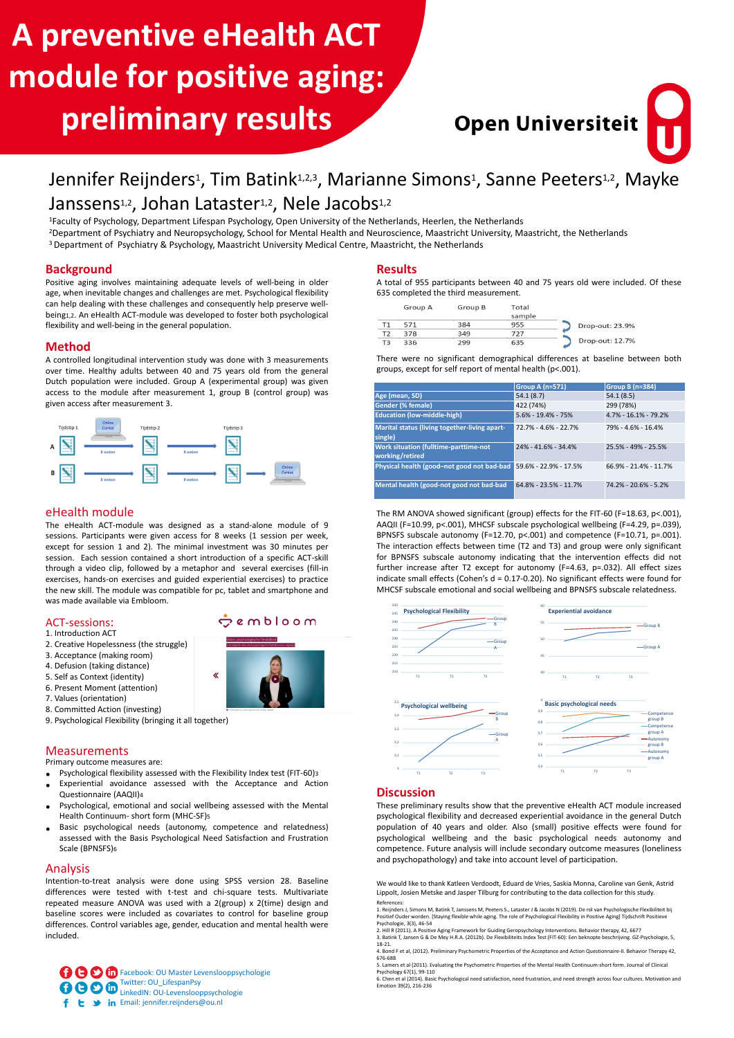# A preventive eHealth ACT module for positive aging: preliminary results

Open Universiteit

Jennifer Reijnders[1], Tim Batink[1,2,3], Marianne Simons[1], Sanne Peeters[1,2], Mayke Janssens[1,2], Johan Lataster[1,2], Nele Jacobs[1,2]

[1]Faculty of Psychology, Department Lifespan Psychology, Open University of the Netherlands, Heerlen, the Netherlands
[2]Department of Psychiatry and Neuropsychology, School for Mental Health and Neuroscience, Maastricht University, Maastricht, the Netherlands
[3]Department of Psychiatry & Psychology, Maastricht University Medical Centre, Maastricht, the Netherlands

## Background

Positive aging involves maintaining adequate levels of well-being in older age, when inevitable changes and challenges are met. Psychological flexibility can help dealing with these challenges and consequently help preserve well-being[1,2]. An eHealth ACT-module was developed to foster both psychological flexibility and well-being in the general population.

## Method

A controlled longitudinal intervention study was done with 3 measurements over time. Healthy adults between 40 and 75 years old from the general Dutch population were included. Group A (experimental group) was given access to the module after measurement 1, group B (control group) was given access after measurement 3.

Tijdstip 1 | Online Cursus | Tijdstip 2 | Tijdstip 3
A | 8 weken | 8 weken
B | 8 weken | 8 weken | Online Cursus

## eHealth module

The eHealth ACT-module was designed as a stand-alone module of 9 sessions. Participants were given access for 8 weeks (1 session per week, except for session 1 and 2). The minimal investment was 30 minutes per session. Each session contained a short introduction of a specific ACT-skill through a video clip, followed by a metaphor and several exercises (fill-in exercises, hands-on exercises and guided experiential exercises) to practice the new skill. The module was compatible for pc, tablet and smartphone and was made available via Embloom.

## ACT-sessions:

1. Introduction ACT
2. Creative Hopelessness (the struggle)
3. Acceptance (making room)
4. Defusion (taking distance)
5. Self as Context (identity)
6. Present Moment (attention)
7. Values (orientation)
8. Committed Action (investing)
9. Psychological Flexibility (bringing it all together)

embloom

## Measurements

Primary outcome measures are:

- Psychological flexibility assessed with the Flexibility Index test (FIT-60)[3]
- Experiential avoidance assessed with the Acceptance and Action Questionnaire (AAQII)[4]
- Psychological, emotional and social wellbeing assessed with the Mental Health Continuum- short form (MHC-SF)[5]
- Basic psychological needs (autonomy, competence and relatedness) assessed with the Basis Psychological Need Satisfaction and Frustration Scale (BPNSFS)[6]

## Analysis

Intention-to-treat analysis were done using SPSS version 28. Baseline differences were tested with t-test and chi-square tests. Multivariate repeated measure ANOVA was used with a 2(group) x 2(time) design and baseline scores were included as covariates to control for baseline group differences. Control variables age, gender, education and mental health were included.

Facebook: OU Master Levenslooppsychologie
Twitter: OU_LifespanPsy
LinkedIN: OU-Levenslooppsychologie
Email: jennifer.reijnders@ou.nl

## Results

A total of 955 participants between 40 and 75 years old were included. Of these 635 completed the third measurement.

| | Group A | Group B | Total sample | |
|---|---|---|---|---|
| T1 | 571 | 384 | 955 | Drop-out: 23.9% |
| T2 | 378 | 349 | 727 | Drop-out: 12.7% |
| T3 | 336 | 299 | 635 | |

There were no significant demographical differences at baseline between both groups, except for self report of mental health ($p<.001$).

| | Group A (n=571) | Group B (n=384) |
|---|---|---|
| Age (mean, SD) | 54.1 (8.7) | 54.1 (8.5) |
| Gender (% female) | 422 (74%) | 299 (78%) |
| Education (low-middle-high) | 5.6% - 19.4% - 75% | 4.7% - 16.1% - 79.2% |
| Marital status (living together-living apart-single) | 72.7% - 4.6% - 22.7% | 79% - 4.6% - 16.4% |
| Work situation (fulltime-parttime-not working/retired | 24% - 41.6% - 34.4% | 25.5% - 49% - 25.5% |
| Physical health (good–not good not bad-bad | 59.6% - 22.9% - 17.5% | 66.9% - 21.4% - 11.7% |
| Mental health (good-not good not bad-bad | 64.8% - 23.5% - 11.7% | 74.2% - 20.6% - 5.2% |

The RM ANOVA showed significant (group) effects for the FIT-60 ($F=18.63$, $p<.001$), AAQII ($F=10.99$, $p<.001$), MHCSF subscale psychological wellbeing ($F=4.29$, $p=.039$), BPNSFS subscale autonomy ($F=12.70$, $p<.001$) and competence ($F=10.71$, $p=.001$). The interaction effects between time (T2 and T3) and group were only significant for BPNSFS subscale autonomy indicating that the intervention effects did not further increase after T2 except for autonomy ($F=4.63$, $p=.032$). All effect sizes indicate small effects (Cohen's $d = 0.17$-$0.20$). No significant effects were found for MHCSF subscale emotional and social wellbeing and BPNSFS subscale relatedness.

Psychological Flexibility
250
245
240
235
230
225
220
215
210
T1 T2 T3
Group B
Group A

Experiential avoidance
60
55
50
45
40
T1 T2 T3
Group B
Group A

Psychological wellbeing
3,5
3,4
3,3
3,2
3,1
3
T1 T2 T3
Group B
Group A

Basic psychological needs
3,9
3,8
3,7
3,6
3,5
3,4
T1 T2 T3
Competence group B
Competence group A
Autonomy group B
Autonomy group A

## Discussion

These preliminary results show that the preventive eHealth ACT module increased psychological flexibility and decreased experiential avoidance in the general Dutch population of 40 years and older. Also (small) positive effects were found for psychological wellbeing and the basic psychological needs autonomy and competence. Future analysis will include secondary outcome measures (loneliness and psychopathology) and take into account level of participation.

We would like to thank Katleen Verdoodt, Eduard de Vries, Saskia Monna, Caroline van Genk, Astrid Lippolt, Josien Metske and Jasper Tilburg for contributing to the data collection for this study.

References:
1. Reijnders J, Simons M, Batink T, Janssens M, Peeters S, Lataster J & Jacobs N (2019). De rol van Psychologische Flexibiliteit bij Positief Ouder worden. [Staying flexible while aging. The role of Psychological Flexibility in Positive Aging] Tijdschrift Positieve Psychologie, 3(3), 46-54
2. Hill R (2011). A Positive Aging Framework for Guiding Gerospychology Interventions. Behavior therapy, 42, 6677
3. Batink T, Jansen G & De Mey H.R.A. (2012b). De Flexibiliteits Index Test (FIT-60): Een beknopte beschrijving. GZ-Psychologie, 5, 18-21.
4. Bond F et al, (2012). Preliminary Psychometric Properties of the Acceptance and Action Questionnaire-II. Behavior Therapy 42, 676-688
5. Lamers et al (2011). Evaluating the Psychometric Properties of the Mental Health Continuum-short form. Journal of Clinical Psychology 67(1), 99-110
6. Chen et al (2014). Basic Psychological need satisfaction, need frustration, and need strength across four cultures. Motivation and Emotion 39(2), 216-236